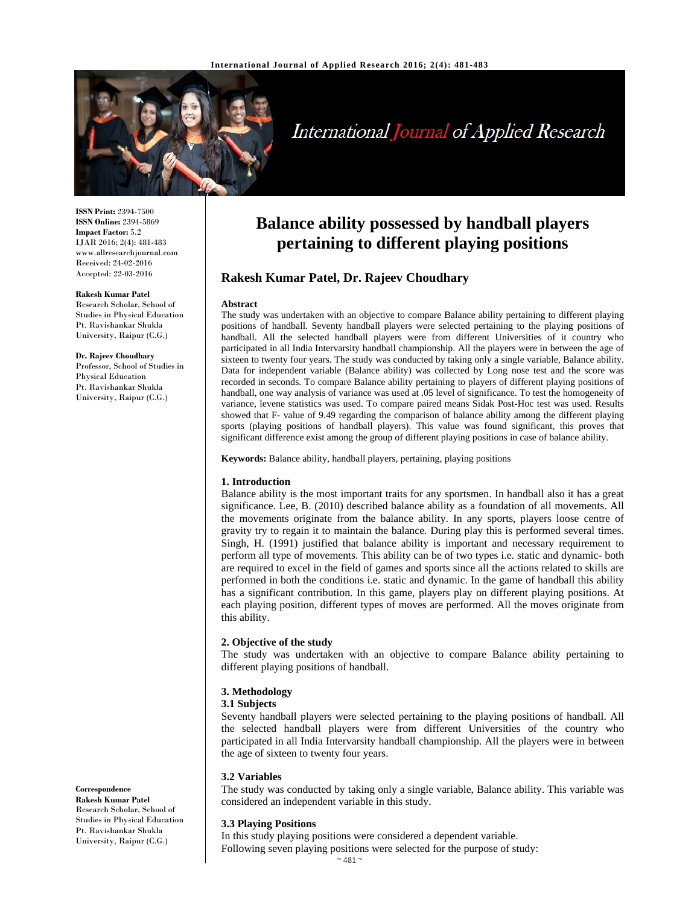# Balance ability possessed by handball players pertaining to different playing positions

**Rakesh Kumar Patel, Dr. Rajeev Choudhary**

**ISSN Print:** 2394-7500
**ISSN Online:** 2394-5869
**Impact Factor:** 5.2
IJAR 2016; 2(4): 481-483
www.allresearchjournal.com
Received: 24-02-2016
Accepted: 22-03-2016

**Rakesh Kumar Patel**
Research Scholar, School of Studies in Physical Education Pt. Ravishankar Shukla University, Raipur (C.G.)

**Dr. Rajeev Choudhary**
Professor, School of Studies in Physical Education
Pt. Ravishankar Shukla University, Raipur (C.G.)

**Correspondence**
**Rakesh Kumar Patel**
Research Scholar, School of Studies in Physical Education
Pt. Ravishankar Shukla University, Raipur (C.G.)

### Abstract

The study was undertaken with an objective to compare Balance ability pertaining to different playing positions of handball. Seventy handball players were selected pertaining to the playing positions of handball. All the selected handball players were from different Universities of it country who participated in all India Intervarsity handball championship. All the players were in between the age of sixteen to twenty four years. The study was conducted by taking only a single variable, Balance ability. Data for independent variable (Balance ability) was collected by Long nose test and the score was recorded in seconds. To compare Balance ability pertaining to players of different playing positions of handball, one way analysis of variance was used at .05 level of significance. To test the homogeneity of variance, levene statistics was used. To compare paired means Sidak Post-Hoc test was used. Results showed that F- value of 9.49 regarding the comparison of balance ability among the different playing sports (playing positions of handball players). This value was found significant, this proves that significant difference exist among the group of different playing positions in case of balance ability.

**Keywords:** Balance ability, handball players, pertaining, playing positions

## 1. Introduction

Balance ability is the most important traits for any sportsmen. In handball also it has a great significance. Lee, B. (2010) described balance ability as a foundation of all movements. All the movements originate from the balance ability. In any sports, players loose centre of gravity try to regain it to maintain the balance. During play this is performed several times. Singh, H. (1991) justified that balance ability is important and necessary requirement to perform all type of movements. This ability can be of two types i.e. static and dynamic- both are required to excel in the field of games and sports since all the actions related to skills are performed in both the conditions i.e. static and dynamic. In the game of handball this ability has a significant contribution. In this game, players play on different playing positions. At each playing position, different types of moves are performed. All the moves originate from this ability.

## 2. Objective of the study

The study was undertaken with an objective to compare Balance ability pertaining to different playing positions of handball.

## 3. Methodology

### 3.1 Subjects

Seventy handball players were selected pertaining to the playing positions of handball. All the selected handball players were from different Universities of the country who participated in all India Intervarsity handball championship. All the players were in between the age of sixteen to twenty four years.

### 3.2 Variables

The study was conducted by taking only a single variable, Balance ability. This variable was considered an independent variable in this study.

### 3.3 Playing Positions

In this study playing positions were considered a dependent variable.
Following seven playing positions were selected for the purpose of study: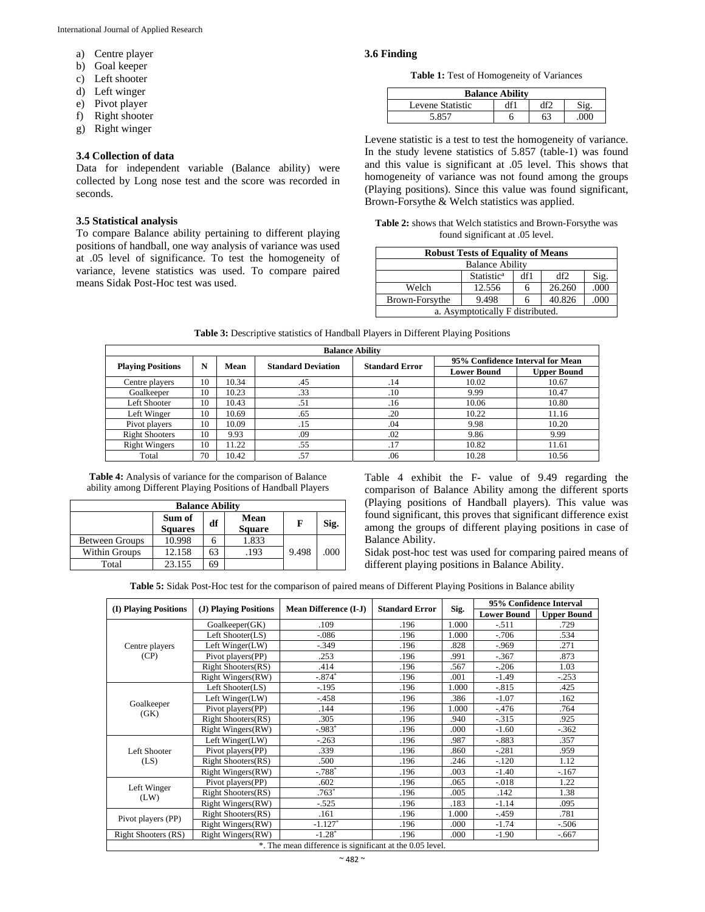a) Centre player
b) Goal keeper
c) Left shooter
d) Left winger
e) Pivot player
f) Right shooter
g) Right winger

### 3.4 Collection of data

Data for independent variable (Balance ability) were collected by Long nose test and the score was recorded in seconds.

### 3.5 Statistical analysis

To compare Balance ability pertaining to different playing positions of handball, one way analysis of variance was used at .05 level of significance. To test the homogeneity of variance, levene statistics was used. To compare paired means Sidak Post-Hoc test was used.

### 3.6 Finding

**Table 1:** Test of Homogeneity of Variances

| Balance Ability | | | |
|---|---|---|---|
| Levene Statistic | df1 | df2 | Sig. |
| 5.857 | 6 | 63 | .000 |

Levene statistic is a test to test the homogeneity of variance. In the study levene statistics of 5.857 (table-1) was found and this value is significant at .05 level. This shows that homogeneity of variance was not found among the groups (Playing positions). Since this value was found significant, Brown-Forsythe & Welch statistics was applied.

**Table 2:** shows that Welch statistics and Brown-Forsythe was found significant at .05 level.

| Robust Tests of Equality of Means | | | | |
|---|---|---|---|---|
| Balance Ability | | | | |
| | Statistic[a] | df1 | df2 | Sig. |
| Welch | 12.556 | 6 | 26.260 | .000 |
| Brown-Forsythe | 9.498 | 6 | 40.826 | .000 |
| a. Asymptotically F distributed. | | | | |

**Table 3:** Descriptive statistics of Handball Players in Different Playing Positions

| Balance Ability | | | | | | |
|---|---|---|---|---|---|---|
| Playing Positions | N | Mean | Standard Deviation | Standard Error | 95% Confidence Interval for Mean | |
| | | | | | Lower Bound | Upper Bound |
| Centre players | 10 | 10.34 | .45 | .14 | 10.02 | 10.67 |
| Goalkeeper | 10 | 10.23 | .33 | .10 | 9.99 | 10.47 |
| Left Shooter | 10 | 10.43 | .51 | .16 | 10.06 | 10.80 |
| Left Winger | 10 | 10.69 | .65 | .20 | 10.22 | 11.16 |
| Pivot players | 10 | 10.09 | .15 | .04 | 9.98 | 10.20 |
| Right Shooters | 10 | 9.93 | .09 | .02 | 9.86 | 9.99 |
| Right Wingers | 10 | 11.22 | .55 | .17 | 10.82 | 11.61 |
| Total | 70 | 10.42 | .57 | .06 | 10.28 | 10.56 |

**Table 4:** Analysis of variance for the comparison of Balance ability among Different Playing Positions of Handball Players

| Balance Ability | | | | | |
|---|---|---|---|---|---|
| | Sum of Squares | df | Mean Square | F | Sig. |
| Between Groups | 10.998 | 6 | 1.833 | 9.498 | .000 |
| Within Groups | 12.158 | 63 | .193 | | |
| Total | 23.155 | 69 | | | |

Table 4 exhibit the F- value of 9.49 regarding the comparison of Balance Ability among the different sports (Playing positions of Handball players). This value was found significant, this proves that significant difference exist among the groups of different playing positions in case of Balance Ability.

Sidak post-hoc test was used for comparing paired means of different playing positions in Balance Ability.

**Table 5:** Sidak Post-Hoc test for the comparison of paired means of Different Playing Positions in Balance ability

| (I) Playing Positions | (J) Playing Positions | Mean Difference (I-J) | Standard Error | Sig. | 95% Confidence Interval | |
|---|---|---|---|---|---|---|
| | | | | | Lower Bound | Upper Bound |
| Centre players (CP) | Goalkeeper(GK) | .109 | .196 | 1.000 | -.511 | .729 |
| | Left Shooter(LS) | -.086 | .196 | 1.000 | -.706 | .534 |
| | Left Winger(LW) | -.349 | .196 | .828 | -.969 | .271 |
| | Pivot players(PP) | .253 | .196 | .991 | -.367 | .873 |
| | Right Shooters(RS) | .414 | .196 | .567 | -.206 | 1.03 |
| | Right Wingers(RW) | -.874* | .196 | .001 | -1.49 | -.253 |
| Goalkeeper (GK) | Left Shooter(LS) | -.195 | .196 | 1.000 | -.815 | .425 |
| | Left Winger(LW) | -.458 | .196 | .386 | -1.07 | .162 |
| | Pivot players(PP) | .144 | .196 | 1.000 | -.476 | .764 |
| | Right Shooters(RS) | .305 | .196 | .940 | -.315 | .925 |
| | Right Wingers(RW) | -.983* | .196 | .000 | -1.60 | -.362 |
| Left Shooter (LS) | Left Winger(LW) | -.263 | .196 | .987 | -.883 | .357 |
| | Pivot players(PP) | .339 | .196 | .860 | -.281 | .959 |
| | Right Shooters(RS) | .500 | .196 | .246 | -.120 | 1.12 |
| | Right Wingers(RW) | -.788* | .196 | .003 | -1.40 | -.167 |
| Left Winger (LW) | Pivot players(PP) | .602 | .196 | .065 | -.018 | 1.22 |
| | Right Shooters(RS) | .763* | .196 | .005 | .142 | 1.38 |
| | Right Wingers(RW) | -.525 | .196 | .183 | -1.14 | .095 |
| Pivot players (PP) | Right Shooters(RS) | .161 | .196 | 1.000 | -.459 | .781 |
| | Right Wingers(RW) | -1.127* | .196 | .000 | -1.74 | -.506 |
| Right Shooters (RS) | Right Wingers(RW) | -1.28* | .196 | .000 | -1.90 | -.667 |
| *. The mean difference is significant at the 0.05 level. | | | | | | |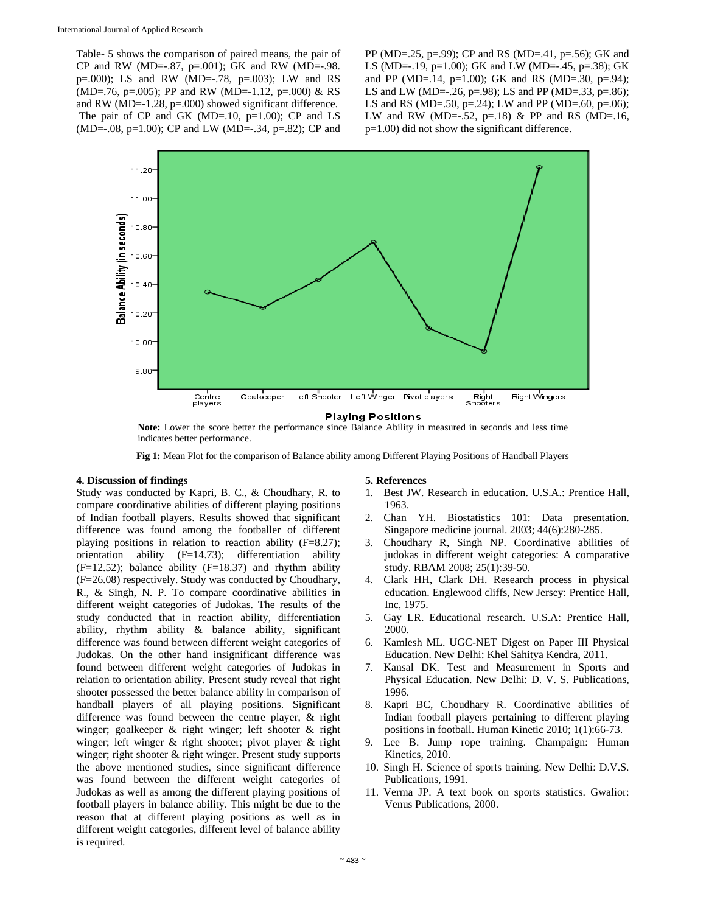Table- 5 shows the comparison of paired means, the pair of CP and RW (MD=-.87, p=.001); GK and RW (MD=-.98. p=.000); LS and RW (MD=-.78, p=.003); LW and RS (MD=.76, p=.005); PP and RW (MD=-1.12, p=.000) & RS and RW (MD=-1.28, p=.000) showed significant difference. The pair of CP and GK (MD=.10, p=1.00); CP and LS (MD=-.08, p=1.00); CP and LW (MD=-.34, p=.82); CP and PP (MD=.25, p=.99); CP and RS (MD=.41, p=.56); GK and LS (MD=-.19, p=1.00); GK and LW (MD=-.45, p=.38); GK and PP (MD=.14, p=1.00); GK and RS (MD=.30, p=.94); LS and LW (MD=-.26, p=.98); LS and PP (MD=.33, p=.86); LS and RS (MD=.50, p=.24); LW and PP (MD=.60, p=.06); LW and RW (MD=-.52, p=.18) & PP and RS (MD=.16, p=1.00) did not show the significant difference.

Balance Ability (in seconds)

11.20
11.00
10.80
10.60
10.40
10.20
10.00
9.80

Centre players
Goalkeeper
Left Shooter
Left Winger
Pivot players
Right Shooters
Right Wingers

Playing Positions

**Note:** Lower the score better the performance since Balance Ability in measured in seconds and less time indicates better performance.

**Fig 1:** Mean Plot for the comparison of Balance ability among Different Playing Positions of Handball Players

## 4. Discussion of findings

Study was conducted by Kapri, B. C., & Choudhary, R. to compare coordinative abilities of different playing positions of Indian football players. Results showed that significant difference was found among the footballer of different playing positions in relation to reaction ability (F=8.27); orientation ability (F=14.73); differentiation ability (F=12.52); balance ability (F=18.37) and rhythm ability (F=26.08) respectively. Study was conducted by Choudhary, R., & Singh, N. P. To compare coordinative abilities in different weight categories of Judokas. The results of the study conducted that in reaction ability, differentiation ability, rhythm ability & balance ability, significant difference was found between different weight categories of Judokas. On the other hand insignificant difference was found between different weight categories of Judokas in relation to orientation ability. Present study reveal that right shooter possessed the better balance ability in comparison of handball players of all playing positions. Significant difference was found between the centre player, & right winger; goalkeeper & right winger; left shooter & right winger; left winger & right shooter; pivot player & right winger; right shooter & right winger. Present study supports the above mentioned studies, since significant difference was found between the different weight categories of Judokas as well as among the different playing positions of football players in balance ability. This might be due to the reason that at different playing positions as well as in different weight categories, different level of balance ability is required.

## 5. References

1. Best JW. Research in education. U.S.A.: Prentice Hall, 1963.
2. Chan YH. Biostatistics 101: Data presentation. Singapore medicine journal. 2003; 44(6):280-285.
3. Choudhary R, Singh NP. Coordinative abilities of judokas in different weight categories: A comparative study. RBAM 2008; 25(1):39-50.
4. Clark HH, Clark DH. Research process in physical education. Englewood cliffs, New Jersey: Prentice Hall, Inc, 1975.
5. Gay LR. Educational research. U.S.A: Prentice Hall, 2000.
6. Kamlesh ML. UGC-NET Digest on Paper III Physical Education. New Delhi: Khel Sahitya Kendra, 2011.
7. Kansal DK. Test and Measurement in Sports and Physical Education. New Delhi: D. V. S. Publications, 1996.
8. Kapri BC, Choudhary R. Coordinative abilities of Indian football players pertaining to different playing positions in football. Human Kinetic 2010; 1(1):66-73.
9. Lee B. Jump rope training. Champaign: Human Kinetics, 2010.
10. Singh H. Science of sports training. New Delhi: D.V.S. Publications, 1991.
11. Verma JP. A text book on sports statistics. Gwalior: Venus Publications, 2000.